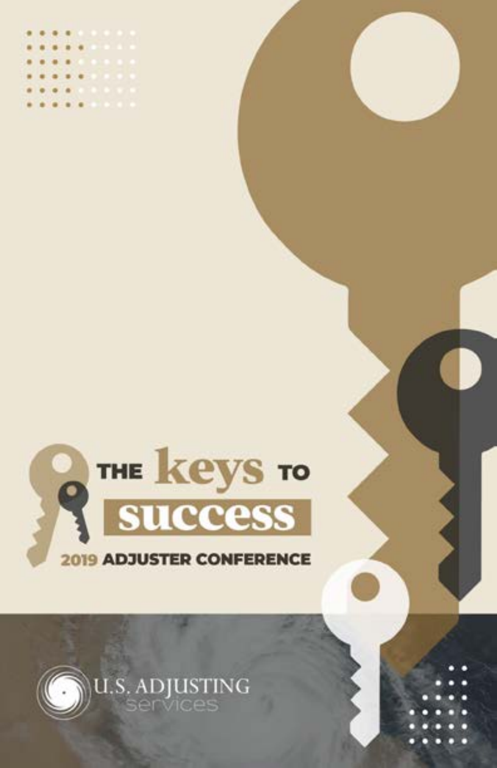# THE keys TO success

## 2019 ADJUSTER CONFERENCE

U.S. ADJUSTING services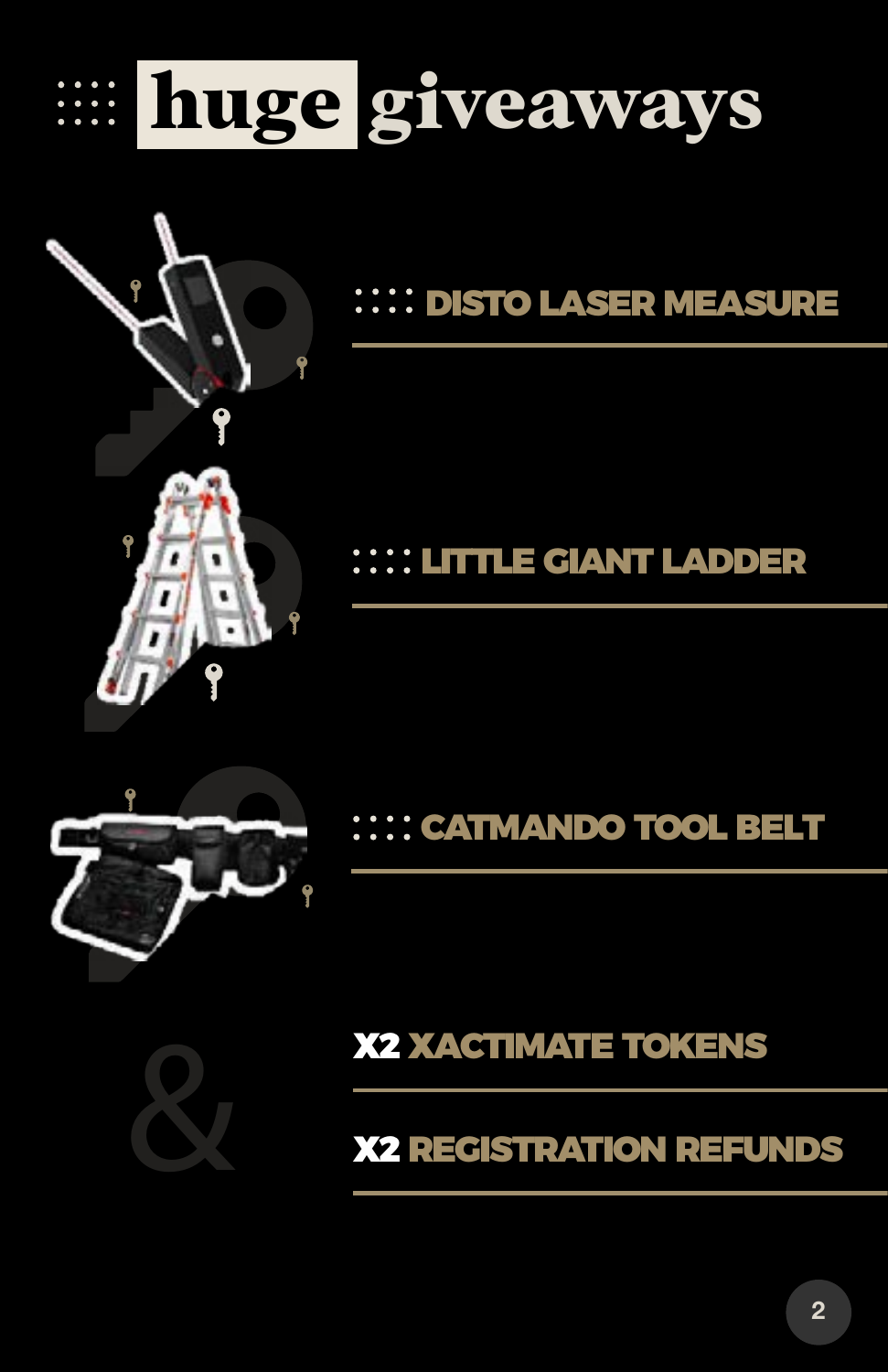# huge giveaways

- DISTO LASER MEASURE
- LITTLE GIANT LADDER
- CATMANDO TOOL BELT

&

- X2 XACTIMATE TOKENS
- X2 REGISTRATION REFUNDS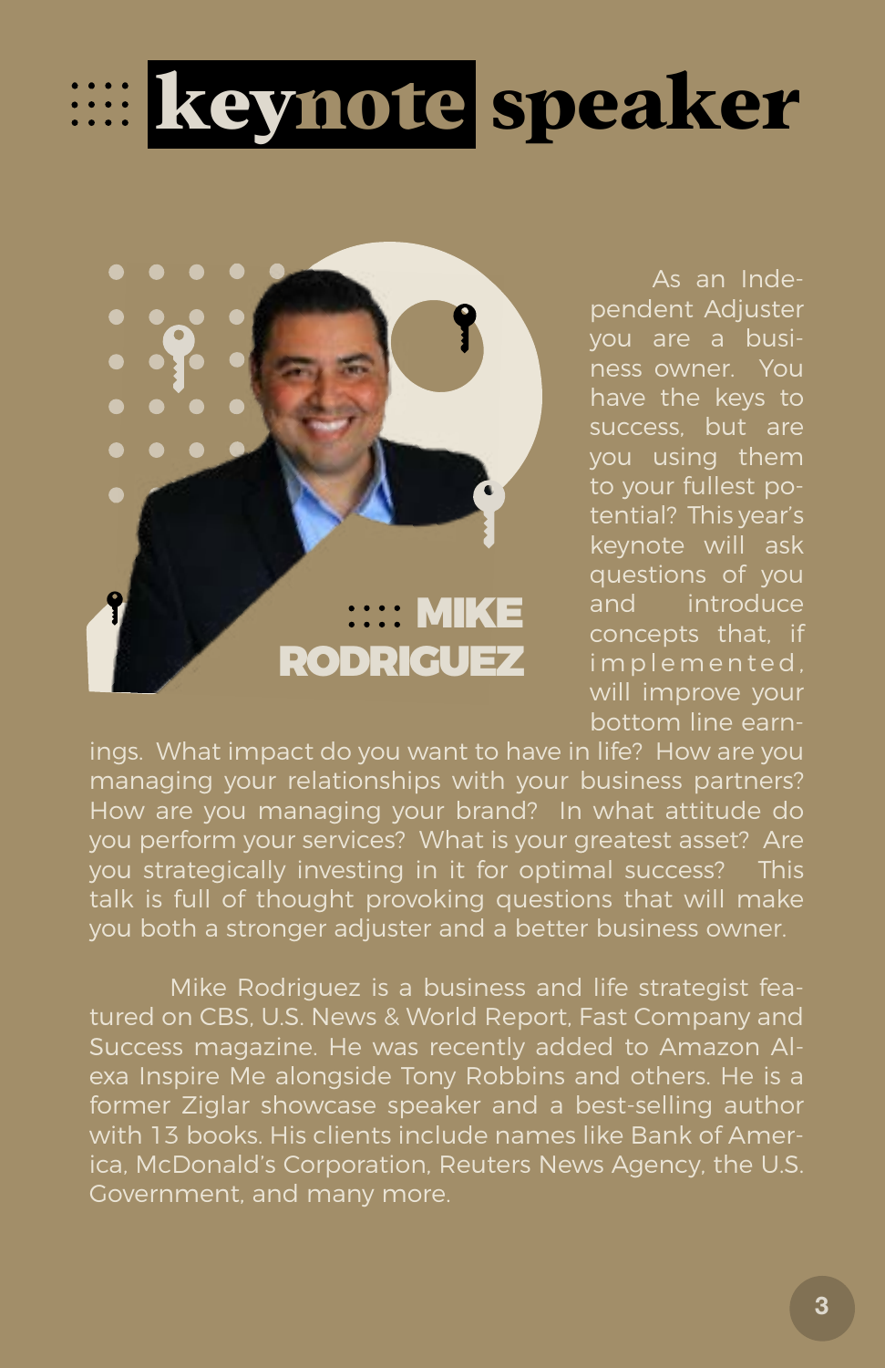# keynote speaker

## MIKE RODRIGUEZ

As an Independent Adjuster you are a business owner. You have the keys to success, but are you using them to your fullest potential? This year's keynote will ask questions of you and introduce concepts that, if implemented, will improve your bottom line earnings. What impact do you want to have in life? How are you managing your relationships with your business partners? How are you managing your brand? In what attitude do you perform your services? What is your greatest asset? Are you strategically investing in it for optimal success? This talk is full of thought provoking questions that will make you both a stronger adjuster and a better business owner.

Mike Rodriguez is a business and life strategist featured on CBS, U.S. News & World Report, Fast Company and Success magazine. He was recently added to Amazon Alexa Inspire Me alongside Tony Robbins and others. He is a former Ziglar showcase speaker and a best-selling author with 13 books. His clients include names like Bank of America, McDonald's Corporation, Reuters News Agency, the U.S. Government, and many more.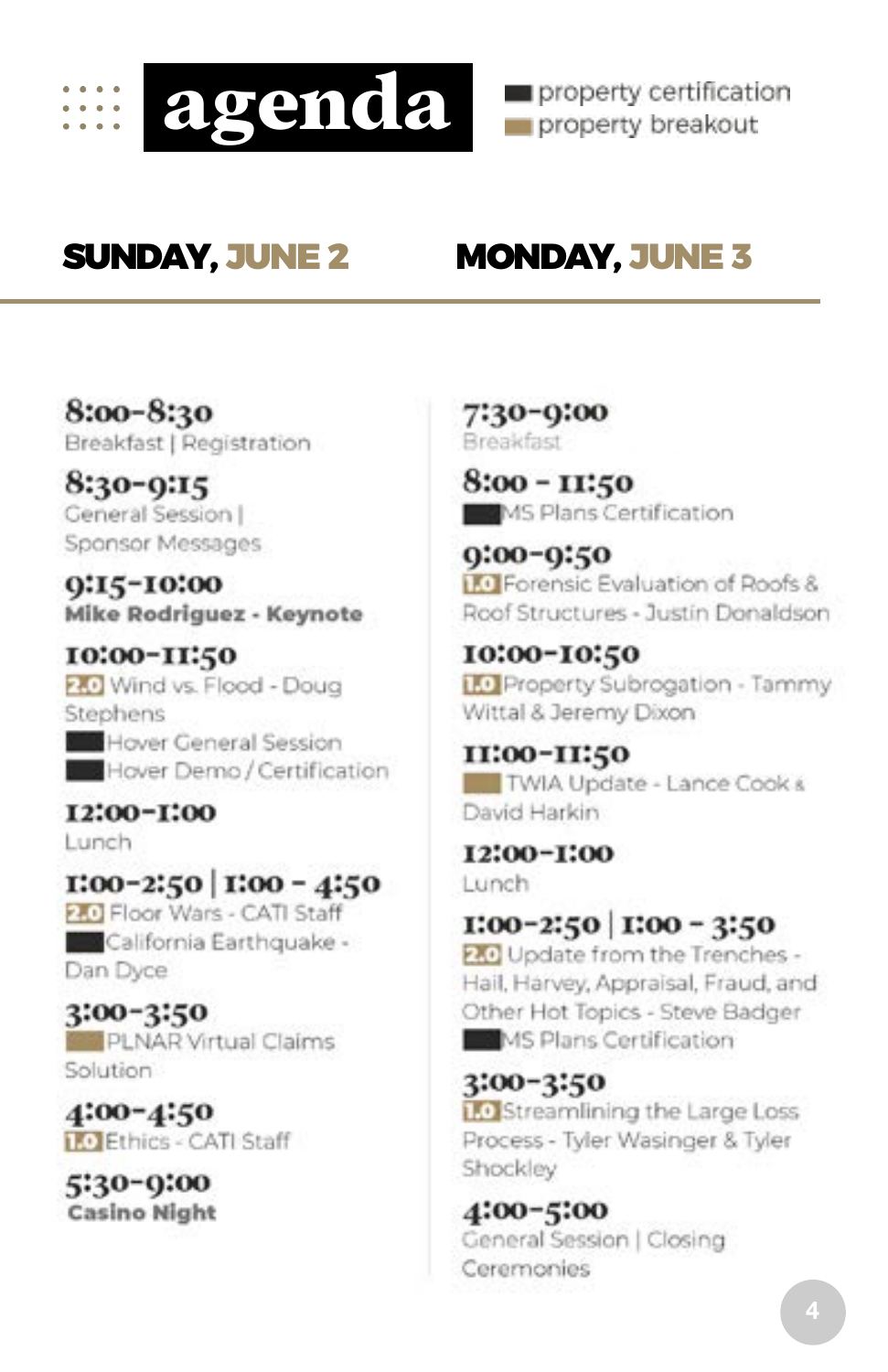# agenda

- ■ property certification
- ■ property breakout

## SUNDAY, JUNE 2

**8:00-8:30**
Breakfast | Registration

**8:30-9:15**
General Session | Sponsor Messages

**9:15-10:00**
**Mike Rodriguez - Keynote**

**10:00-11:50**
2.0 Wind vs. Flood - Doug Stephens
■ Hover General Session
■ Hover Demo / Certification

**12:00-1:00**
Lunch

**1:00-2:50 | 1:00 - 4:50**
2.0 Floor Wars - CATI Staff
■ California Earthquake - Dan Dyce

**3:00-3:50**
■ PLNAR Virtual Claims Solution

**4:00-4:50**
1.0 Ethics - CATI Staff

**5:30-9:00**
**Casino Night**

## MONDAY, JUNE 3

**7:30-9:00**
Breakfast

**8:00 - 11:50**
■ MS Plans Certification

**9:00-9:50**
1.0 Forensic Evaluation of Roofs & Roof Structures - Justin Donaldson

**10:00-10:50**
1.0 Property Subrogation - Tammy Wittal & Jeremy Dixon

**11:00-11:50**
■ TWIA Update - Lance Cook & David Harkin

**12:00-1:00**
Lunch

**1:00-2:50 | 1:00 - 3:50**
2.0 Update from the Trenches - Hail, Harvey, Appraisal, Fraud, and Other Hot Topics - Steve Badger
■ MS Plans Certification

**3:00-3:50**
1.0 Streamlining the Large Loss Process - Tyler Wasinger & Tyler Shockley

**4:00-5:00**
General Session | Closing Ceremonies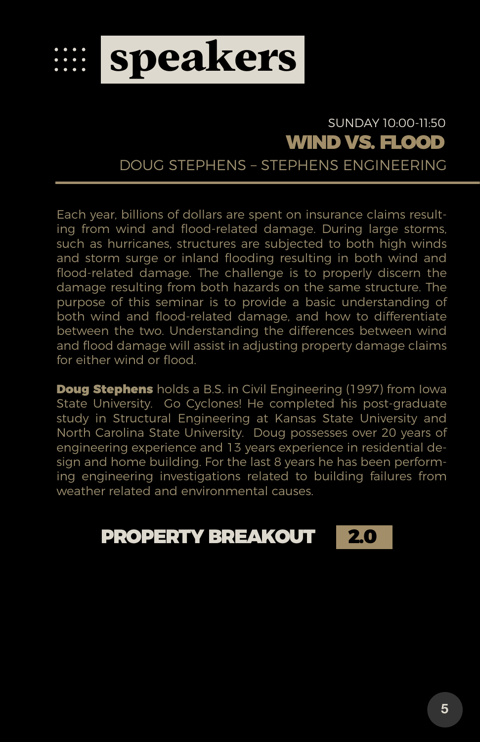# speakers

SUNDAY 10:00-11:50

## WIND VS. FLOOD

DOUG STEPHENS – STEPHENS ENGINEERING

---

Each year, billions of dollars are spent on insurance claims resulting from wind and flood-related damage. During large storms, such as hurricanes, structures are subjected to both high winds and storm surge or inland flooding resulting in both wind and flood-related damage. The challenge is to properly discern the damage resulting from both hazards on the same structure. The purpose of this seminar is to provide a basic understanding of both wind and flood-related damage, and how to differentiate between the two. Understanding the differences between wind and flood damage will assist in adjusting property damage claims for either wind or flood.

**Doug Stephens** holds a B.S. in Civil Engineering (1997) from Iowa State University. Go Cyclones! He completed his post-graduate study in Structural Engineering at Kansas State University and North Carolina State University. Doug possesses over 20 years of engineering experience and 13 years experience in residential design and home building. For the last 8 years he has been performing engineering investigations related to building failures from weather related and environmental causes.

**PROPERTY BREAKOUT** **2.0**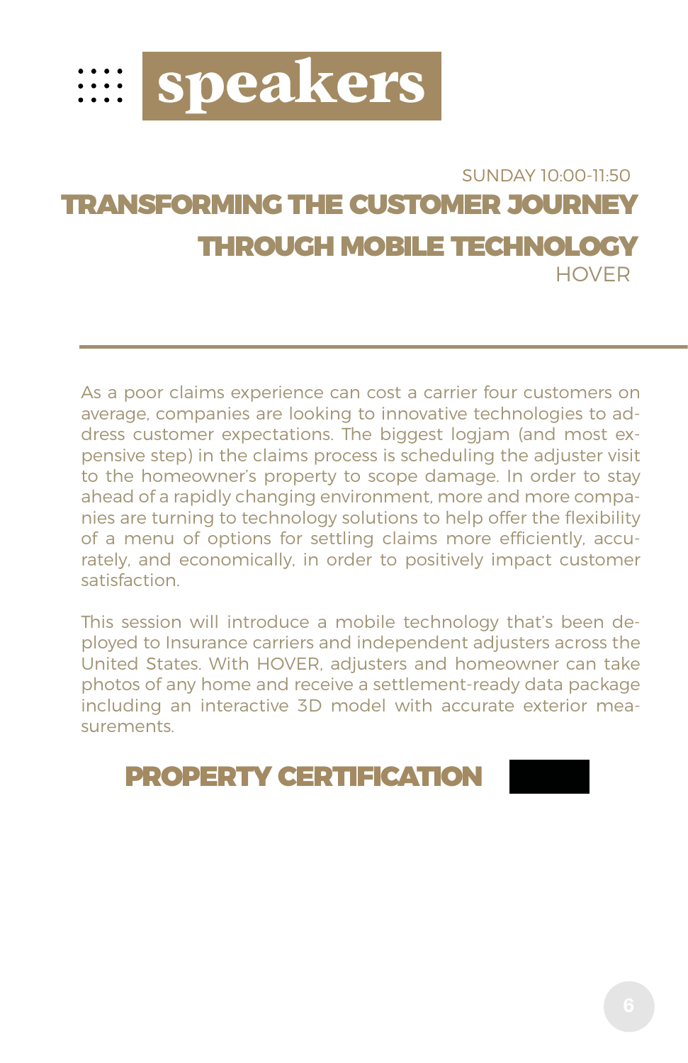# speakers

SUNDAY 10:00-11:50

## TRANSFORMING THE CUSTOMER JOURNEY THROUGH MOBILE TECHNOLOGY

HOVER

As a poor claims experience can cost a carrier four customers on average, companies are looking to innovative technologies to address customer expectations. The biggest logjam (and most expensive step) in the claims process is scheduling the adjuster visit to the homeowner's property to scope damage. In order to stay ahead of a rapidly changing environment, more and more companies are turning to technology solutions to help offer the flexibility of a menu of options for settling claims more efficiently, accurately, and economically, in order to positively impact customer satisfaction.

This session will introduce a mobile technology that's been deployed to Insurance carriers and independent adjusters across the United States. With HOVER, adjusters and homeowner can take photos of any home and receive a settlement-ready data package including an interactive 3D model with accurate exterior measurements.

**PROPERTY CERTIFICATION**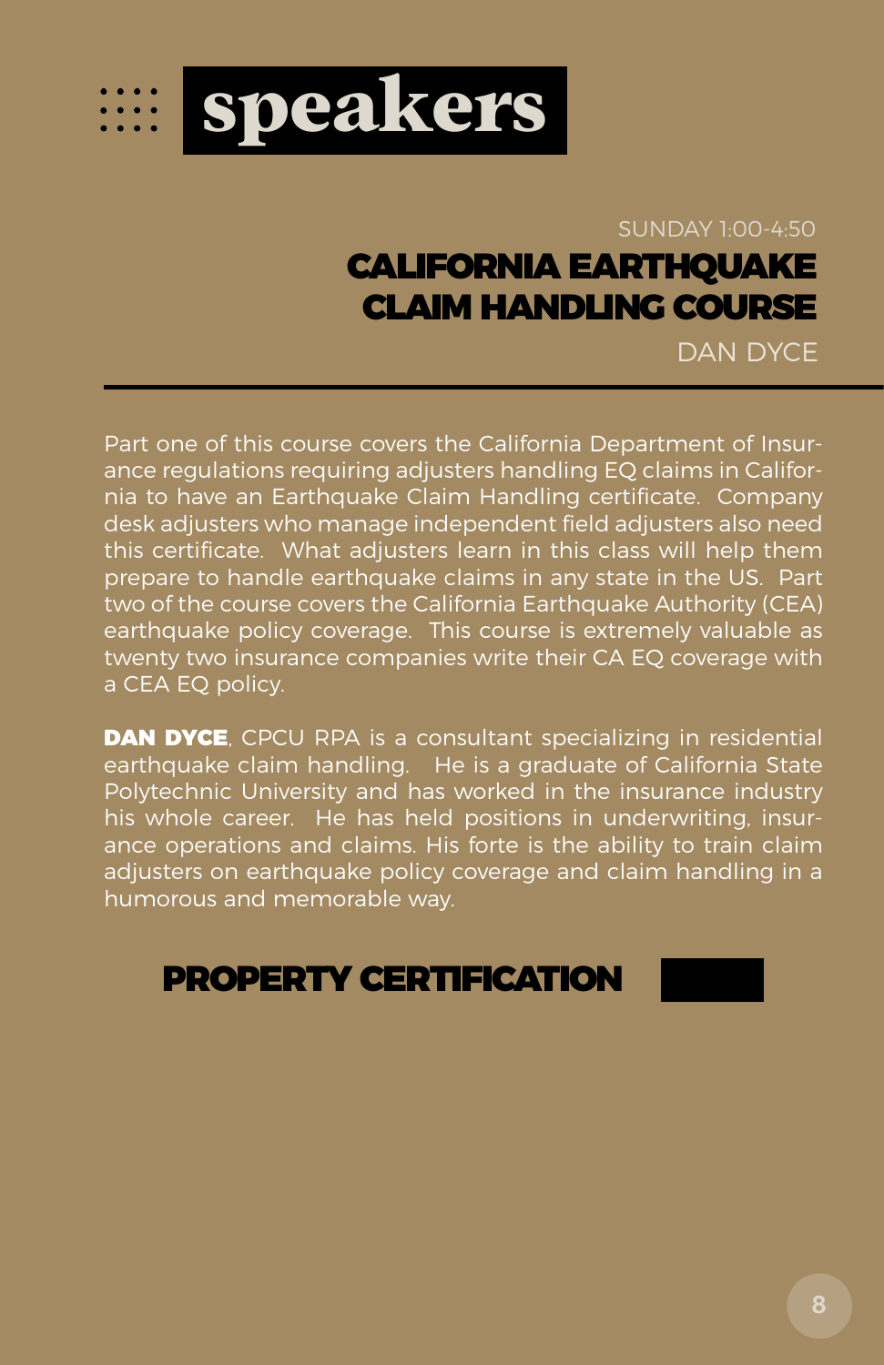# speakers

SUNDAY 1:00-4:50

## CALIFORNIA EARTHQUAKE CLAIM HANDLING COURSE

DAN DYCE

Part one of this course covers the California Department of Insurance regulations requiring adjusters handling EQ claims in California to have an Earthquake Claim Handling certificate. Company desk adjusters who manage independent field adjusters also need this certificate. What adjusters learn in this class will help them prepare to handle earthquake claims in any state in the US. Part two of the course covers the California Earthquake Authority (CEA) earthquake policy coverage. This course is extremely valuable as twenty two insurance companies write their CA EQ coverage with a CEA EQ policy.

**DAN DYCE**, CPCU RPA is a consultant specializing in residential earthquake claim handling. He is a graduate of California State Polytechnic University and has worked in the insurance industry his whole career. He has held positions in underwriting, insurance operations and claims. His forte is the ability to train claim adjusters on earthquake policy coverage and claim handling in a humorous and memorable way.

**PROPERTY CERTIFICATION**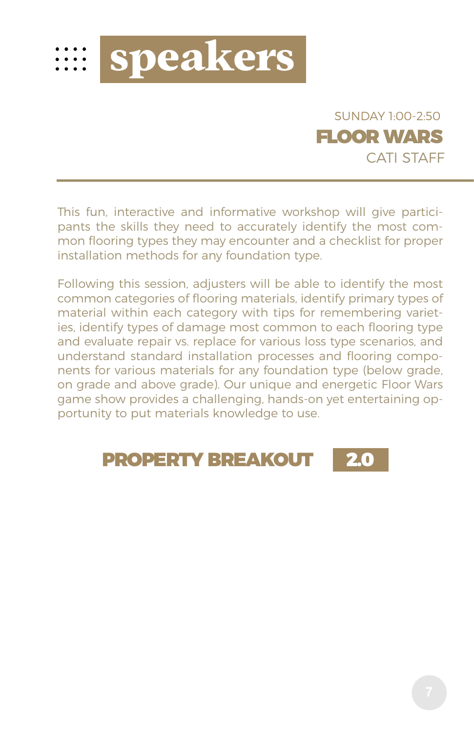# speakers

SUNDAY 1:00-2:50

## FLOOR WARS

CATI STAFF

This fun, interactive and informative workshop will give participants the skills they need to accurately identify the most common flooring types they may encounter and a checklist for proper installation methods for any foundation type.

Following this session, adjusters will be able to identify the most common categories of flooring materials, identify primary types of material within each category with tips for remembering varieties, identify types of damage most common to each flooring type and evaluate repair vs. replace for various loss type scenarios, and understand standard installation processes and flooring components for various materials for any foundation type (below grade, on grade and above grade). Our unique and energetic Floor Wars game show provides a challenging, hands-on yet entertaining opportunity to put materials knowledge to use.

**PROPERTY BREAKOUT** **2.0**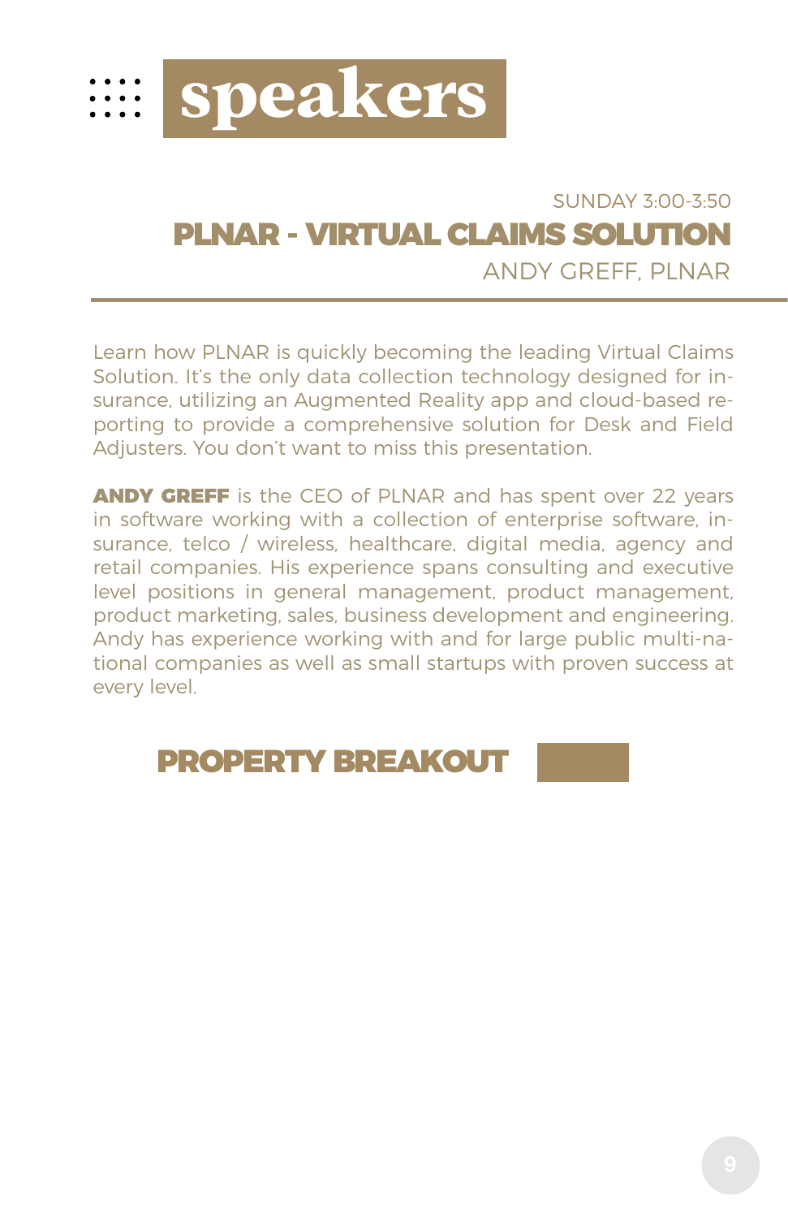# speakers

SUNDAY 3:00-3:50

## PLNAR - VIRTUAL CLAIMS SOLUTION

ANDY GREFF, PLNAR

Learn how PLNAR is quickly becoming the leading Virtual Claims Solution. It's the only data collection technology designed for insurance, utilizing an Augmented Reality app and cloud-based reporting to provide a comprehensive solution for Desk and Field Adjusters. You don't want to miss this presentation.

**ANDY GREFF** is the CEO of PLNAR and has spent over 22 years in software working with a collection of enterprise software, insurance, telco / wireless, healthcare, digital media, agency and retail companies. His experience spans consulting and executive level positions in general management, product management, product marketing, sales, business development and engineering. Andy has experience working with and for large public multi-national companies as well as small startups with proven success at every level.

**PROPERTY BREAKOUT**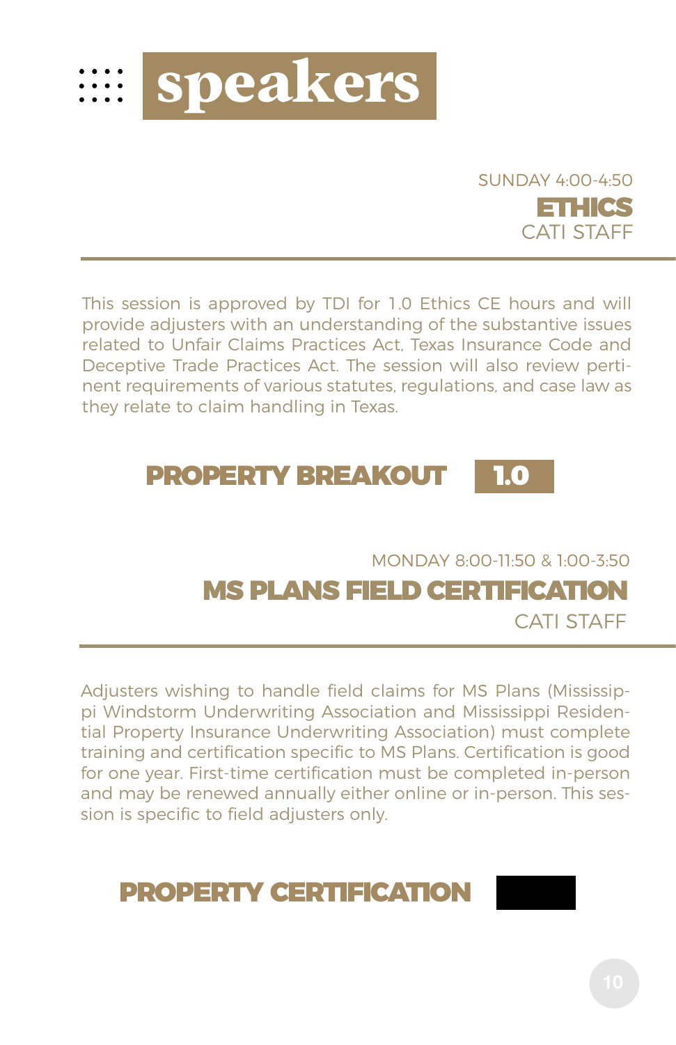# speakers

SUNDAY 4:00-4:50

## ETHICS

CATI STAFF

This session is approved by TDI for 1.0 Ethics CE hours and will provide adjusters with an understanding of the substantive issues related to Unfair Claims Practices Act, Texas Insurance Code and Deceptive Trade Practices Act. The session will also review pertinent requirements of various statutes, regulations, and case law as they relate to claim handling in Texas.

**PROPERTY BREAKOUT** **1.0**

MONDAY 8:00-11:50 & 1:00-3:50

## MS PLANS FIELD CERTIFICATION

CATI STAFF

Adjusters wishing to handle field claims for MS Plans (Mississippi Windstorm Underwriting Association and Mississippi Residential Property Insurance Underwriting Association) must complete training and certification specific to MS Plans. Certification is good for one year. First-time certification must be completed in-person and may be renewed annually either online or in-person. This session is specific to field adjusters only.

**PROPERTY CERTIFICATION**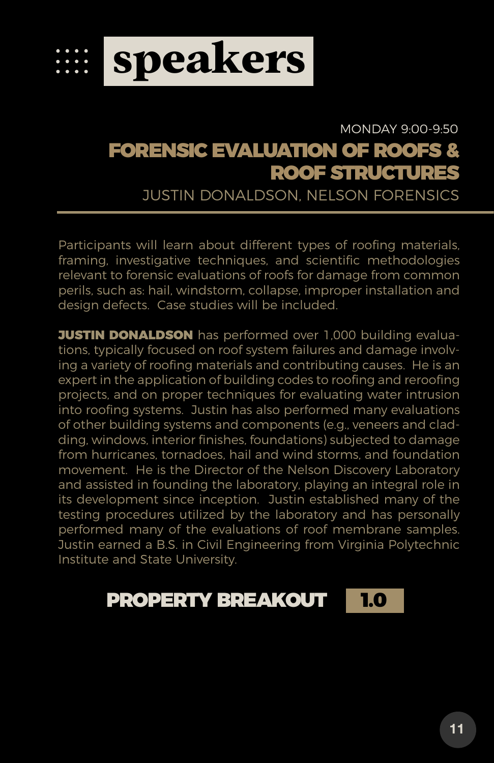# speakers

MONDAY 9:00-9:50

## FORENSIC EVALUATION OF ROOFS & ROOF STRUCTURES

JUSTIN DONALDSON, NELSON FORENSICS

Participants will learn about different types of roofing materials, framing, investigative techniques, and scientific methodologies relevant to forensic evaluations of roofs for damage from common perils, such as: hail, windstorm, collapse, improper installation and design defects. Case studies will be included.

**JUSTIN DONALDSON** has performed over 1,000 building evaluations, typically focused on roof system failures and damage involving a variety of roofing materials and contributing causes. He is an expert in the application of building codes to roofing and reroofing projects, and on proper techniques for evaluating water intrusion into roofing systems. Justin has also performed many evaluations of other building systems and components (e.g., veneers and cladding, windows, interior finishes, foundations) subjected to damage from hurricanes, tornadoes, hail and wind storms, and foundation movement. He is the Director of the Nelson Discovery Laboratory and assisted in founding the laboratory, playing an integral role in its development since inception. Justin established many of the testing procedures utilized by the laboratory and has personally performed many of the evaluations of roof membrane samples. Justin earned a B.S. in Civil Engineering from Virginia Polytechnic Institute and State University.

**PROPERTY BREAKOUT** **1.0**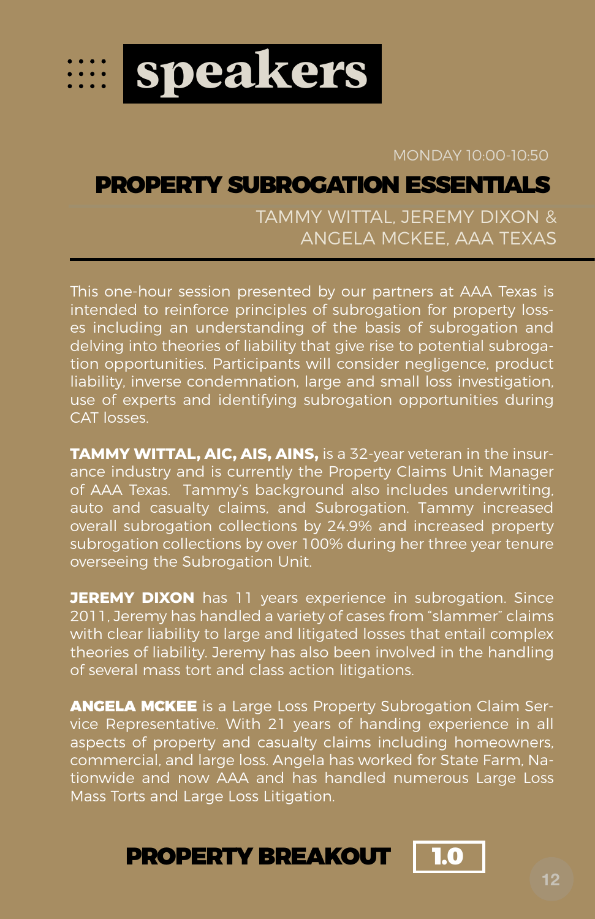# speakers

MONDAY 10:00-10:50

## PROPERTY SUBROGATION ESSENTIALS

TAMMY WITTAL, JEREMY DIXON & ANGELA MCKEE, AAA TEXAS

This one-hour session presented by our partners at AAA Texas is intended to reinforce principles of subrogation for property losses including an understanding of the basis of subrogation and delving into theories of liability that give rise to potential subrogation opportunities. Participants will consider negligence, product liability, inverse condemnation, large and small loss investigation, use of experts and identifying subrogation opportunities during CAT losses.

**TAMMY WITTAL, AIC, AIS, AINS,** is a 32-year veteran in the insurance industry and is currently the Property Claims Unit Manager of AAA Texas. Tammy's background also includes underwriting, auto and casualty claims, and Subrogation. Tammy increased overall subrogation collections by 24.9% and increased property subrogation collections by over 100% during her three year tenure overseeing the Subrogation Unit.

**JEREMY DIXON** has 11 years experience in subrogation. Since 2011, Jeremy has handled a variety of cases from "slammer" claims with clear liability to large and litigated losses that entail complex theories of liability. Jeremy has also been involved in the handling of several mass tort and class action litigations.

**ANGELA MCKEE** is a Large Loss Property Subrogation Claim Service Representative. With 21 years of handing experience in all aspects of property and casualty claims including homeowners, commercial, and large loss. Angela has worked for State Farm, Nationwide and now AAA and has handled numerous Large Loss Mass Torts and Large Loss Litigation.

**PROPERTY BREAKOUT** **1.0**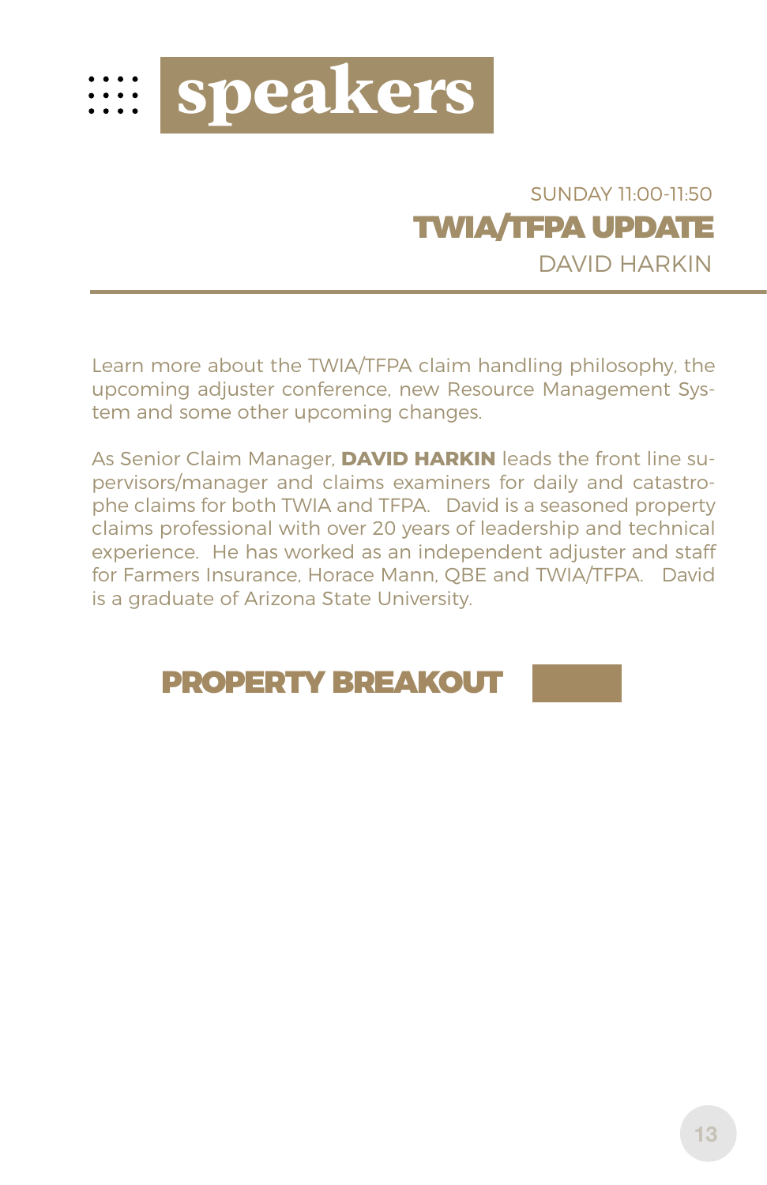# speakers

SUNDAY 11:00-11:50

## TWIA/TFPA UPDATE

DAVID HARKIN

Learn more about the TWIA/TFPA claim handling philosophy, the upcoming adjuster conference, new Resource Management System and some other upcoming changes.

As Senior Claim Manager, **DAVID HARKIN** leads the front line supervisors/manager and claims examiners for daily and catastrophe claims for both TWIA and TFPA. David is a seasoned property claims professional with over 20 years of leadership and technical experience. He has worked as an independent adjuster and staff for Farmers Insurance, Horace Mann, QBE and TWIA/TFPA. David is a graduate of Arizona State University.

## PROPERTY BREAKOUT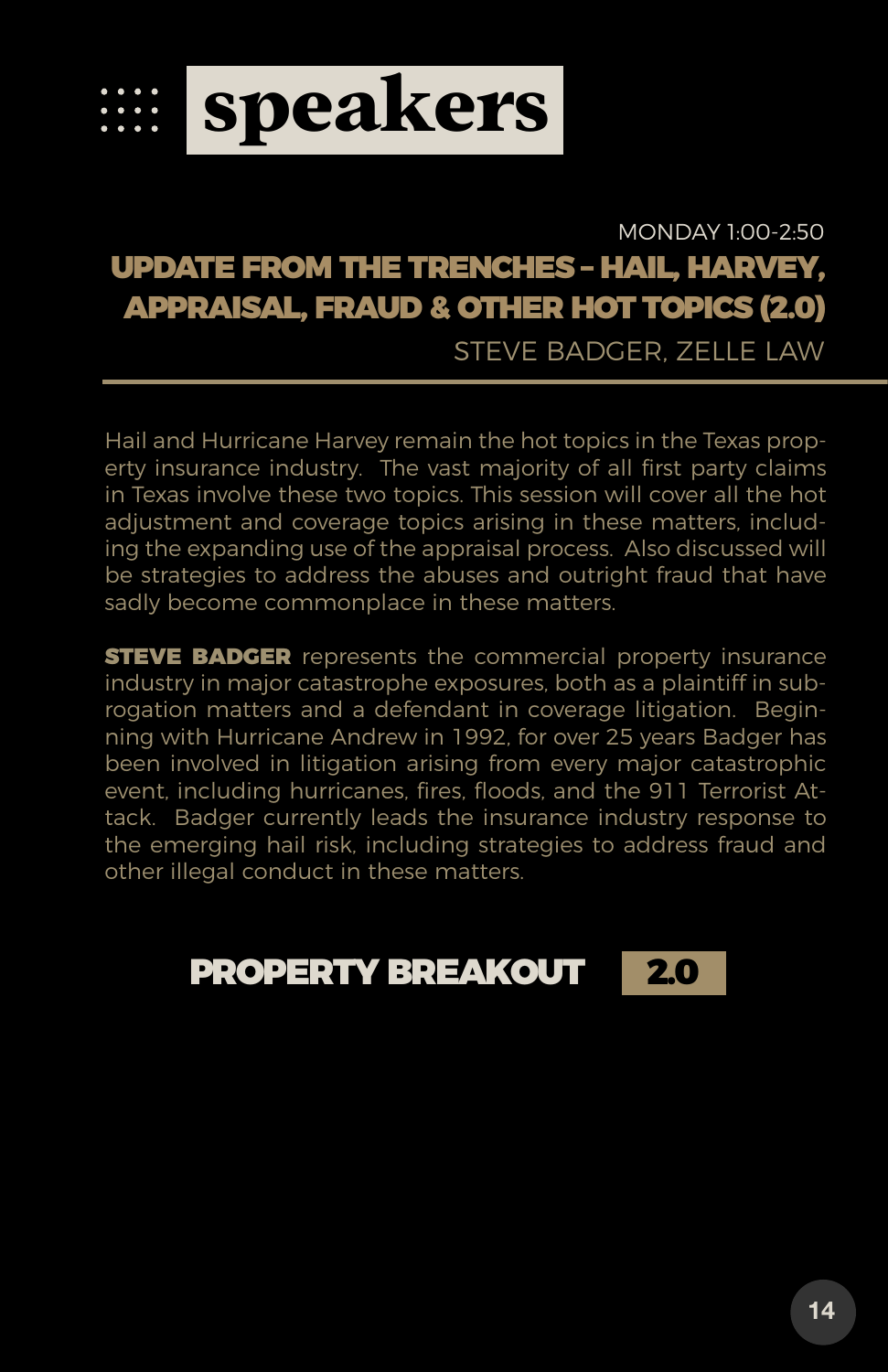# speakers

MONDAY 1:00-2:50

## UPDATE FROM THE TRENCHES – HAIL, HARVEY, APPRAISAL, FRAUD & OTHER HOT TOPICS (2.0)

STEVE BADGER, ZELLE LAW

Hail and Hurricane Harvey remain the hot topics in the Texas property insurance industry. The vast majority of all first party claims in Texas involve these two topics. This session will cover all the hot adjustment and coverage topics arising in these matters, including the expanding use of the appraisal process. Also discussed will be strategies to address the abuses and outright fraud that have sadly become commonplace in these matters.

**STEVE BADGER** represents the commercial property insurance industry in major catastrophe exposures, both as a plaintiff in subrogation matters and a defendant in coverage litigation. Beginning with Hurricane Andrew in 1992, for over 25 years Badger has been involved in litigation arising from every major catastrophic event, including hurricanes, fires, floods, and the 911 Terrorist Attack. Badger currently leads the insurance industry response to the emerging hail risk, including strategies to address fraud and other illegal conduct in these matters.

**PROPERTY BREAKOUT** **2.0**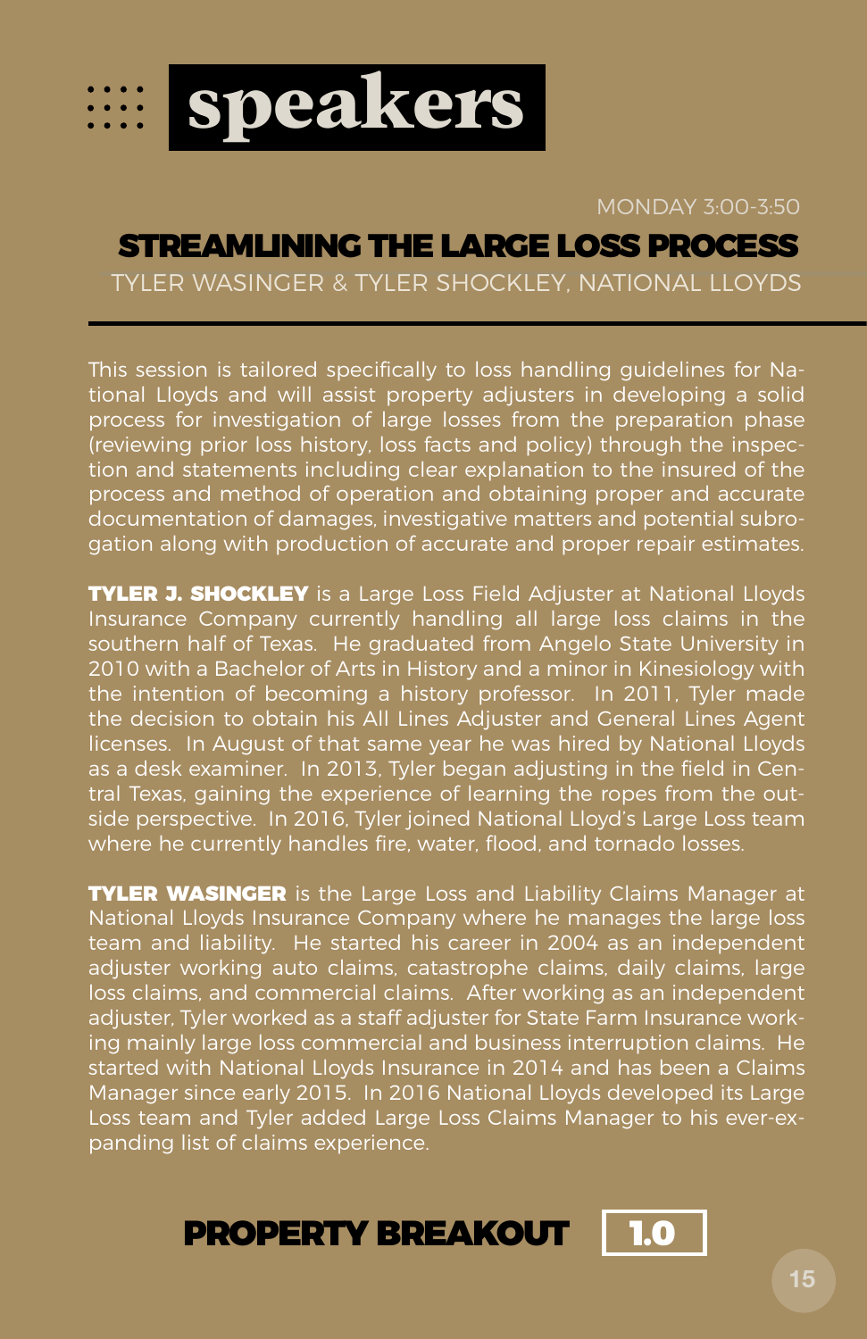# speakers

MONDAY 3:00-3:50

## STREAMLINING THE LARGE LOSS PROCESS

TYLER WASINGER & TYLER SHOCKLEY, NATIONAL LLOYDS

This session is tailored specifically to loss handling guidelines for National Lloyds and will assist property adjusters in developing a solid process for investigation of large losses from the preparation phase (reviewing prior loss history, loss facts and policy) through the inspection and statements including clear explanation to the insured of the process and method of operation and obtaining proper and accurate documentation of damages, investigative matters and potential subrogation along with production of accurate and proper repair estimates.

**TYLER J. SHOCKLEY** is a Large Loss Field Adjuster at National Lloyds Insurance Company currently handling all large loss claims in the southern half of Texas. He graduated from Angelo State University in 2010 with a Bachelor of Arts in History and a minor in Kinesiology with the intention of becoming a history professor. In 2011, Tyler made the decision to obtain his All Lines Adjuster and General Lines Agent licenses. In August of that same year he was hired by National Lloyds as a desk examiner. In 2013, Tyler began adjusting in the field in Central Texas, gaining the experience of learning the ropes from the outside perspective. In 2016, Tyler joined National Lloyd's Large Loss team where he currently handles fire, water, flood, and tornado losses.

**TYLER WASINGER** is the Large Loss and Liability Claims Manager at National Lloyds Insurance Company where he manages the large loss team and liability. He started his career in 2004 as an independent adjuster working auto claims, catastrophe claims, daily claims, large loss claims, and commercial claims. After working as an independent adjuster, Tyler worked as a staff adjuster for State Farm Insurance working mainly large loss commercial and business interruption claims. He started with National Lloyds Insurance in 2014 and has been a Claims Manager since early 2015. In 2016 National Lloyds developed its Large Loss team and Tyler added Large Loss Claims Manager to his ever-expanding list of claims experience.

**PROPERTY BREAKOUT** **1.0**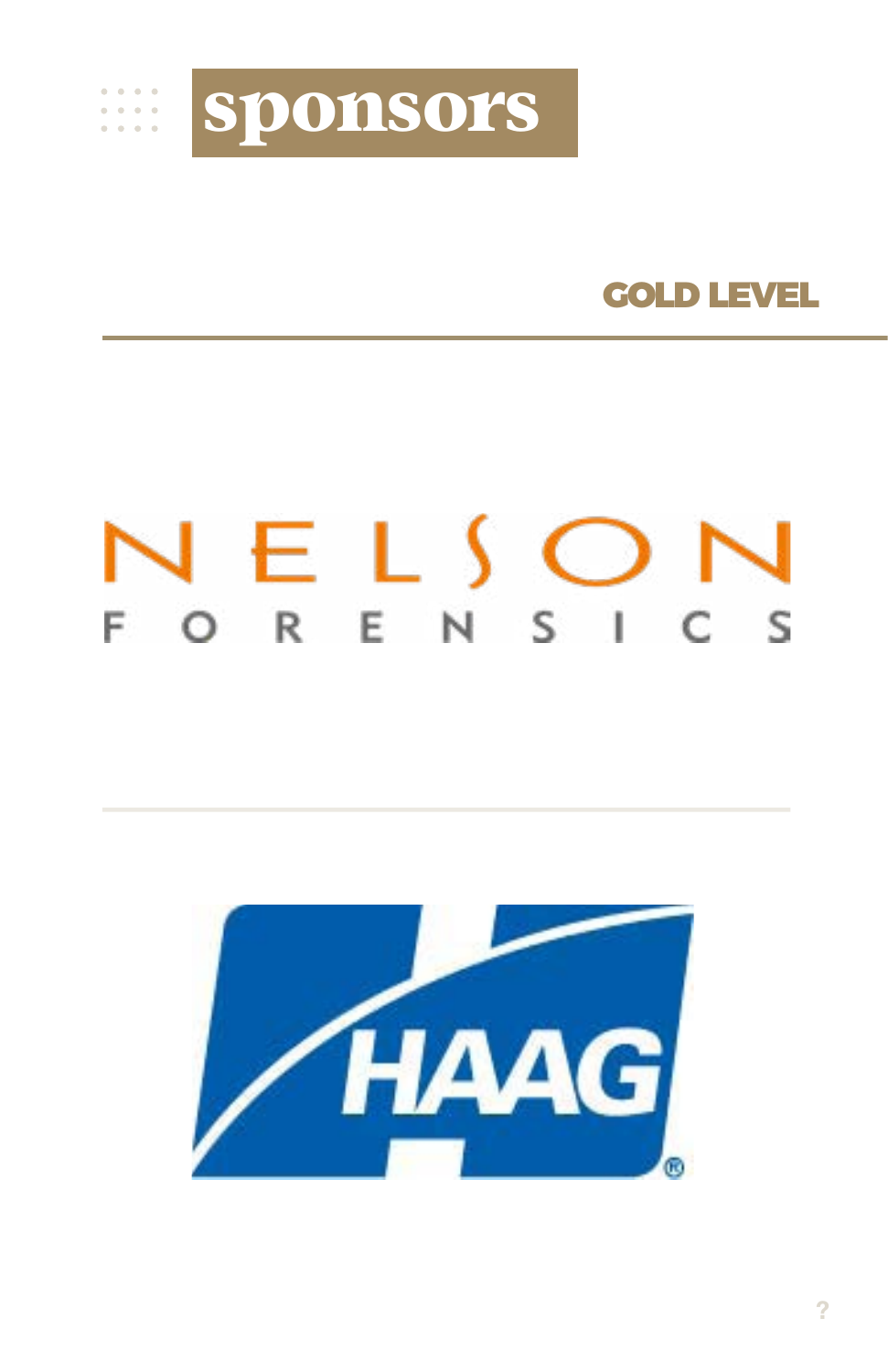# sponsors

## GOLD LEVEL

NELSON FORENSICS

HAAG®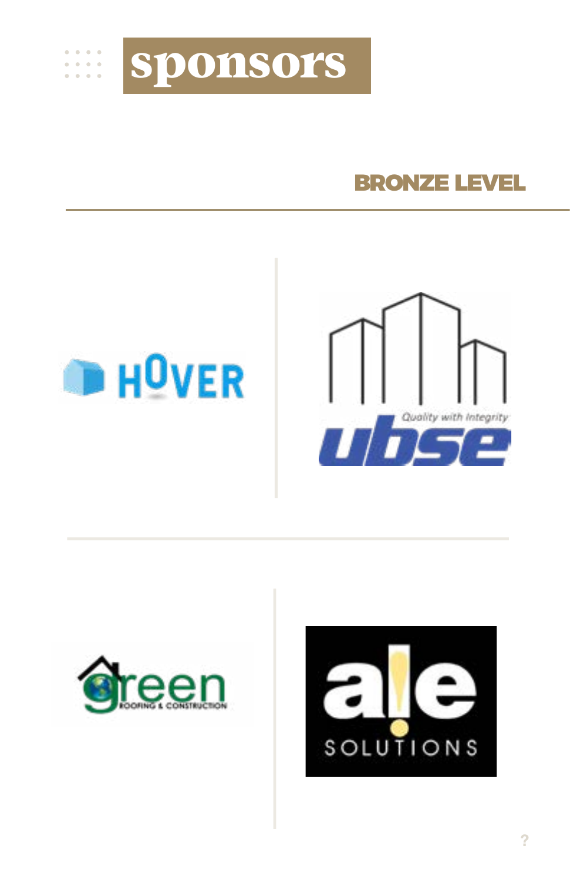# sponsors

## BRONZE LEVEL

HOVER

Quality with Integrity

ubse

green

ROOFING & CONSTRUCTION

a!e

SOLUTIONS